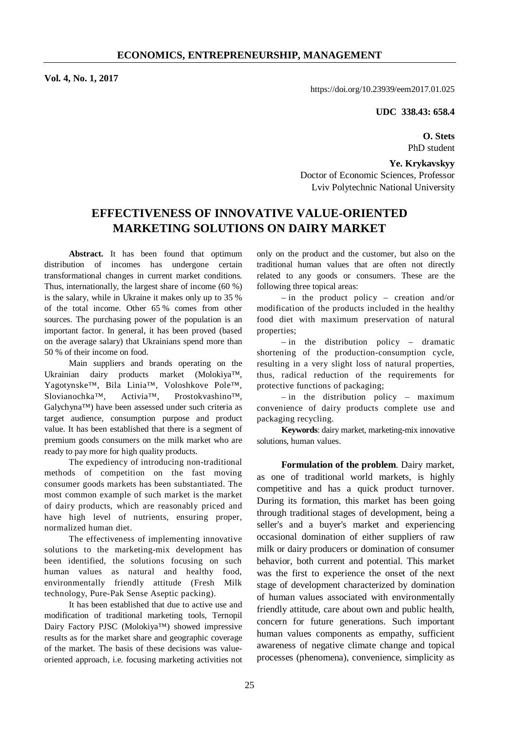**Vol. 4, No. 1, 2017**

https://doi.org/10.23939/eem2017.01.025

**UDC 338.43: 658.4**

**O. Stets**
PhD student

**Ye. Krykavskyy**
Doctor of Economic Sciences, Professor
Lviv Polytechnic National University

# EFFECTIVENESS OF INNOVATIVE VALUE-ORIENTED MARKETING SOLUTIONS ON DAIRY MARKET

**Abstract.** It has been found that optimum distribution of incomes has undergone certain transformational changes in current market conditions. Thus, internationally, the largest share of income (60 %) is the salary, while in Ukraine it makes only up to 35 % of the total income. Other 65 % comes from other sources. The purchasing power of the population is an important factor. In general, it has been proved (based on the average salary) that Ukrainians spend more than 50 % of their income on food.

Main suppliers and brands operating on the Ukrainian dairy products market (Molokiya™, Yagotynske™, Bila Linia™, Voloshkove Pole™, Slovianochka™, Activia™, Prostokvashino™, Galychyna™) have been assessed under such criteria as target audience, consumption purpose and product value. It has been established that there is a segment of premium goods consumers on the milk market who are ready to pay more for high quality products.

The expediency of introducing non-traditional methods of competition on the fast moving consumer goods markets has been substantiated. The most common example of such market is the market of dairy products, which are reasonably priced and have high level of nutrients, ensuring proper, normalized human diet.

The effectiveness of implementing innovative solutions to the marketing-mix development has been identified, the solutions focusing on such human values as natural and healthy food, environmentally friendly attitude (Fresh Milk technology, Pure-Pak Sense Aseptic packing).

It has been established that due to active use and modification of traditional marketing tools, Ternopil Dairy Factory PJSC (Molokiya™) showed impressive results as for the market share and geographic coverage of the market. The basis of these decisions was value-oriented approach, i.e. focusing marketing activities not only on the product and the customer, but also on the traditional human values that are often not directly related to any goods or consumers. These are the following three topical areas:

– in the product policy – creation and/or modification of the products included in the healthy food diet with maximum preservation of natural properties;

– in the distribution policy – dramatic shortening of the production-consumption cycle, resulting in a very slight loss of natural properties, thus, radical reduction of the requirements for protective functions of packaging;

– in the distribution policy – maximum convenience of dairy products complete use and packaging recycling.

**Keywords**: dairy market, marketing-mix innovative solutions, human values.

**Formulation of the problem**. Dairy market, as one of traditional world markets, is highly competitive and has a quick product turnover. During its formation, this market has been going through traditional stages of development, being a seller's and a buyer's market and experiencing occasional domination of either suppliers of raw milk or dairy producers or domination of consumer behavior, both current and potential. This market was the first to experience the onset of the next stage of development characterized by domination of human values associated with environmentally friendly attitude, care about own and public health, concern for future generations. Such important human values components as empathy, sufficient awareness of negative climate change and topical processes (phenomena), convenience, simplicity as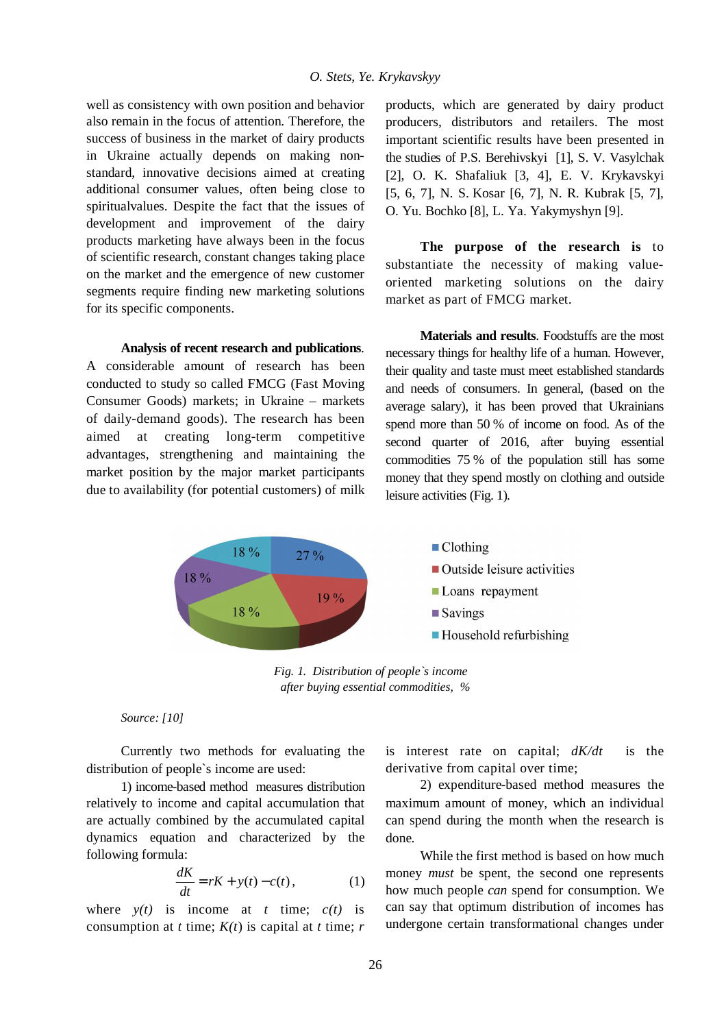well as consistency with own position and behavior also remain in the focus of attention. Therefore, the success of business in the market of dairy products in Ukraine actually depends on making non-standard, innovative decisions aimed at creating additional consumer values, often being close to spiritualvalues. Despite the fact that the issues of development and improvement of the dairy products marketing have always been in the focus of scientific research, constant changes taking place on the market and the emergence of new customer segments require finding new marketing solutions for its specific components.

**Analysis of recent research and publications**. A considerable amount of research has been conducted to study so called FMCG (Fast Moving Consumer Goods) markets; in Ukraine – markets of daily-demand goods). The research has been aimed at creating long-term competitive advantages, strengthening and maintaining the market position by the major market participants due to availability (for potential customers) of milk products, which are generated by dairy product producers, distributors and retailers. The most important scientific results have been presented in the studies of P.S. Berehivskyi [1], S. V. Vasylchak [2], O. K. Shafaliuk [3, 4], E. V. Krykavskyi [5, 6, 7], N. S. Kosar [6, 7], N. R. Kubrak [5, 7], O. Yu. Bochko [8], L. Ya. Yakymyshyn [9].

**The purpose of the research is** to substantiate the necessity of making value-oriented marketing solutions on the dairy market as part of FMCG market.

**Materials and results**. Foodstuffs are the most necessary things for healthy life of a human. However, their quality and taste must meet established standards and needs of consumers. In general, (based on the average salary), it has been proved that Ukrainians spend more than 50 % of income on food. As of the second quarter of 2016, after buying essential commodities 75 % of the population still has some money that they spend mostly on clothing and outside leisure activities (Fig. 1).

| Category | % |
|---|---|
| Clothing | 27 % |
| Outside leisure activities | 19 % |
| Loans repayment | 18 % |
| Savings | 18 % |
| Household refurbishing | 18 % |

*Fig. 1. Distribution of people`s income after buying essential commodities, %*

*Source: [10]*

Currently two methods for evaluating the distribution of people`s income are used:

1) income-based method measures distribution relatively to income and capital accumulation that are actually combined by the accumulated capital dynamics equation and characterized by the following formula:

$$\frac{dK}{dt} = rK + y(t) - c(t), \quad (1)$$

where $y(t)$ is income at $t$ time; $c(t)$ is consumption at $t$ time; $K(t)$ is capital at $t$ time; $r$ is interest rate on capital; $dK/dt$ is the derivative from capital over time;

2) expenditure-based method measures the maximum amount of money, which an individual can spend during the month when the research is done.

While the first method is based on how much money *must* be spent, the second one represents how much people *can* spend for consumption. We can say that optimum distribution of incomes has undergone certain transformational changes under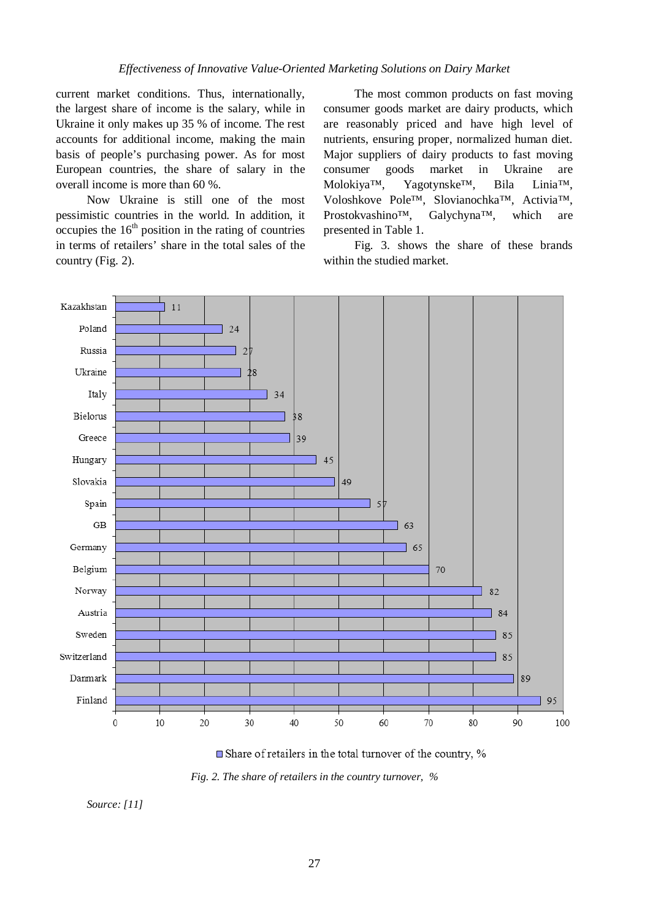current market conditions. Thus, internationally, the largest share of income is the salary, while in Ukraine it only makes up 35 % of income. The rest accounts for additional income, making the main basis of people's purchasing power. As for most European countries, the share of salary in the overall income is more than 60 %.

Now Ukraine is still one of the most pessimistic countries in the world. In addition, it occupies the 16th position in the rating of countries in terms of retailers' share in the total sales of the country (Fig. 2).

The most common products on fast moving consumer goods market are dairy products, which are reasonably priced and have high level of nutrients, ensuring proper, normalized human diet. Major suppliers of dairy products to fast moving consumer goods market in Ukraine are Molokiya™, Yagotynske™, Bila Linia™, Voloshkove Pole™, Slovianochka™, Activia™, Prostokvashino™, Galychyna™, which are presented in Table 1.

Fig. 3. shows the share of these brands within the studied market.

| Country | Share of retailers in the total turnover of the country, % |
| --- | --- |
| Kazakhstan | 11 |
| Poland | 24 |
| Russia | 27 |
| Ukraine | 28 |
| Italy | 34 |
| Bielorus | 38 |
| Greece | 39 |
| Hungary | 45 |
| Slovakia | 49 |
| Spain | 57 |
| GB | 63 |
| Germany | 65 |
| Belgium | 70 |
| Norway | 82 |
| Austria | 84 |
| Sweden | 85 |
| Switzerland | 85 |
| Danmark | 89 |
| Finland | 95 |

*Fig. 2. The share of retailers in the country turnover, %*

*Source: [11]*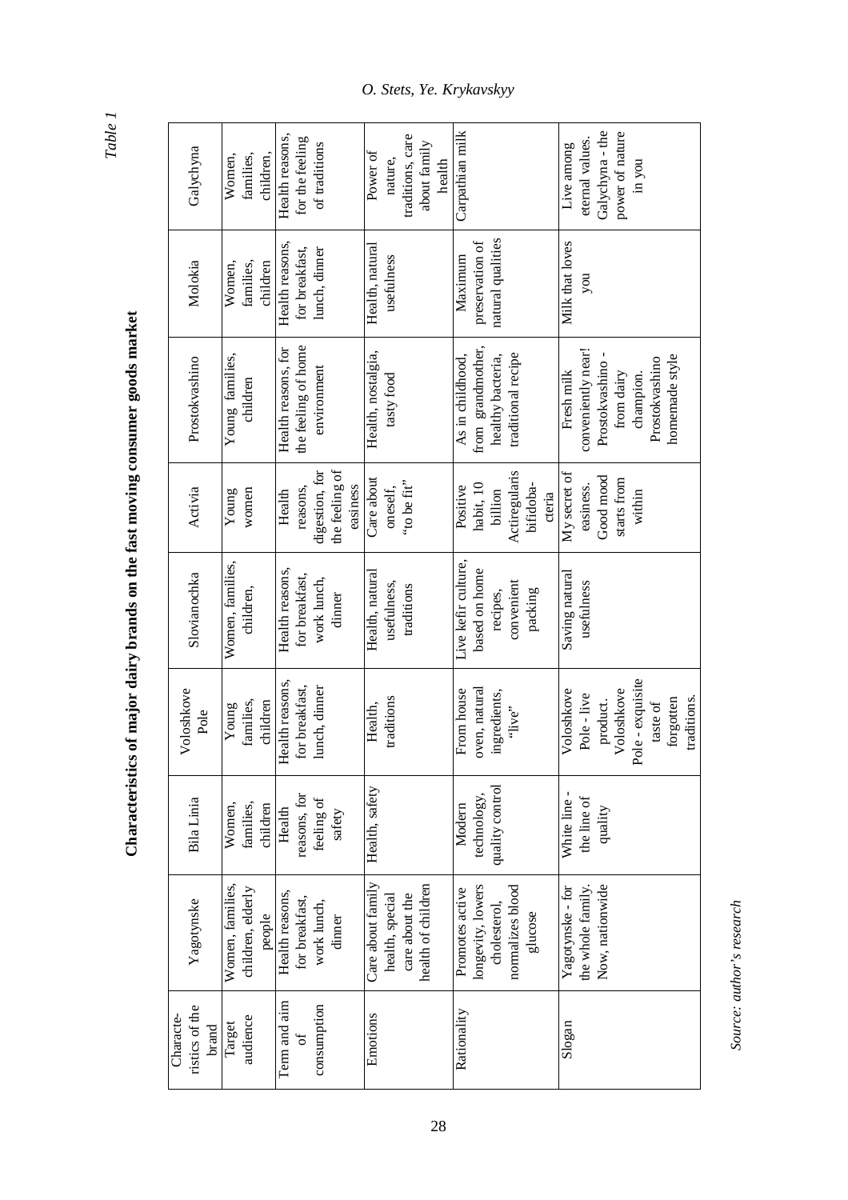*Table 1*

**Characteristics of major dairy brands on the fast moving consumer goods market**

| Characteristics of the brand | Yagotynske | Bila Linia | Voloshkove Pole | Slovianochka | Activia | Prostokvashino | Molokia | Galychyna |
|---|---|---|---|---|---|---|---|---|
| Target audience | Women, families, children, elderly people | Women, families, children | Young families, children | Women, families, children, | Young women | Young families, children | Women, families, children | Women, families, children, |
| Term and aim of consumption | Health reasons, for breakfast, work lunch, dinner | Health reasons, for feeling of safety | Health reasons, for breakfast, lunch, dinner | Health reasons, for breakfast, work lunch, dinner | Health reasons, digestion, for the feeling of easiness | Health reasons, for the feeling of home environment | Health reasons, for breakfast, lunch, dinner | Health reasons, for the feeling of traditions |
| Emotions | Care about family health, special care about the health of children | Health, safety | Health, traditions | Health, natural usefulness, traditions | Care about oneself, "to be fit" | Health, nostalgia, tasty food | Health, natural usefulness | Power of nature, traditions, care about family health |
| Rationality | Promotes active longevity, lowers cholesterol, normalizes blood glucose | Modern technology, quality control | From house oven, natural ingredients, "live" | Live kefir culture, based on home recipes, convenient packing | Positive habit, 10 billion Actiregularis bifidobacteria | As in childhood, from grandmother, healthy bacteria, traditional recipe | Maximum preservation of natural qualities | Carpathian milk |
| Slogan | Yagotynske - for the whole family. Now, nationwide | White line - the line of quality | Voloshkove Pole - live product. Voloshkove Pole - exquisite taste of forgotten traditions. | Saving natural usefulness | My secret of easiness. Good mood starts from within | Fresh milk conveniently near! Prostokvashino - from dairy champion. Prostokvashino homemade style | Milk that loves you | Live among eternal values. Galychyna - the power of nature in you |

*Source: author's research*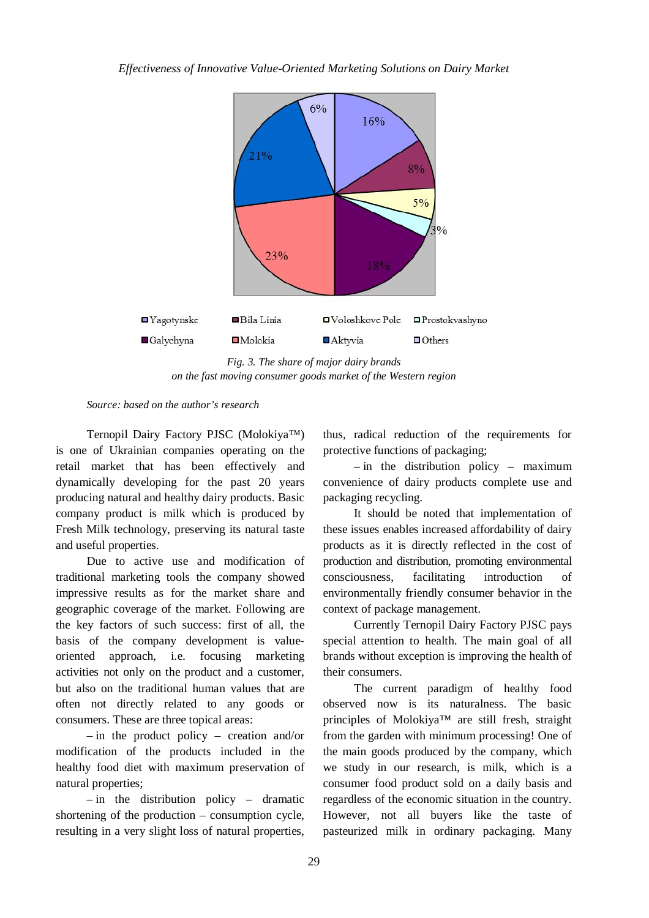Yagotynske, Bila Linia, Voloshkove Pole, Prostokvashyno, Galychyna, Molokia, Aktyvia, Others

16%, 8%, 5%, 3%, 18%, 23%, 21%, 6%

*Fig. 3. The share of major dairy brands on the fast moving consumer goods market of the Western region*

*Source: based on the author's research*

Ternopil Dairy Factory PJSC (Molokiya™) is one of Ukrainian companies operating on the retail market that has been effectively and dynamically developing for the past 20 years producing natural and healthy dairy products. Basic company product is milk which is produced by Fresh Milk technology, preserving its natural taste and useful properties.

Due to active use and modification of traditional marketing tools the company showed impressive results as for the market share and geographic coverage of the market. Following are the key factors of such success: first of all, the basis of the company development is value-oriented approach, i.e. focusing marketing activities not only on the product and a customer, but also on the traditional human values that are often not directly related to any goods or consumers. These are three topical areas:

– in the product policy – creation and/or modification of the products included in the healthy food diet with maximum preservation of natural properties;

– in the distribution policy – dramatic shortening of the production – consumption cycle, resulting in a very slight loss of natural properties, thus, radical reduction of the requirements for protective functions of packaging;

– in the distribution policy – maximum convenience of dairy products complete use and packaging recycling.

It should be noted that implementation of these issues enables increased affordability of dairy products as it is directly reflected in the cost of production and distribution, promoting environmental consciousness, facilitating introduction of environmentally friendly consumer behavior in the context of package management.

Currently Ternopil Dairy Factory PJSC pays special attention to health. The main goal of all brands without exception is improving the health of their consumers.

The current paradigm of healthy food observed now is its naturalness. The basic principles of Molokiya™ are still fresh, straight from the garden with minimum processing! One of the main goods produced by the company, which we study in our research, is milk, which is a consumer food product sold on a daily basis and regardless of the economic situation in the country. However, not all buyers like the taste of pasteurized milk in ordinary packaging. Many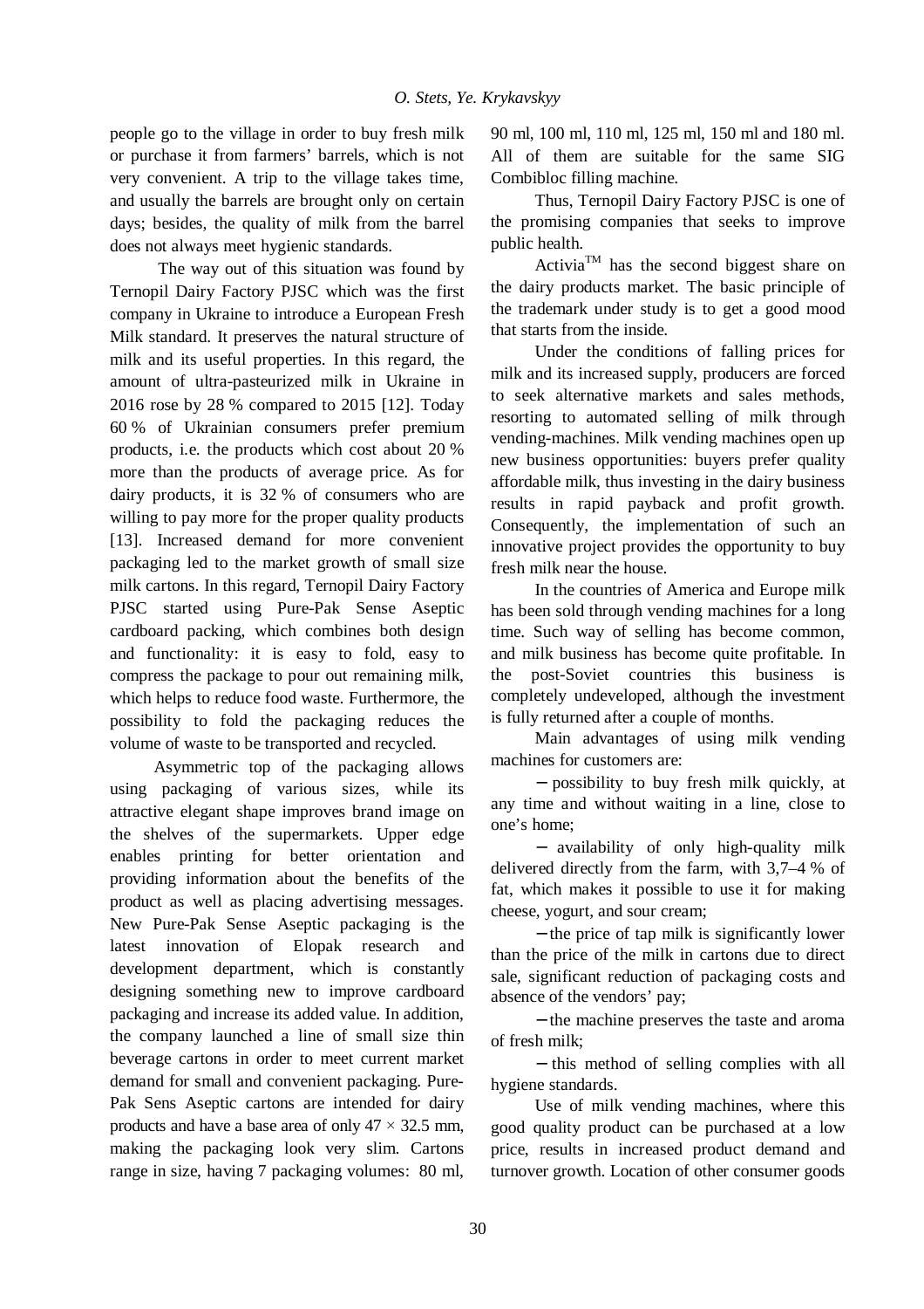people go to the village in order to buy fresh milk or purchase it from farmers' barrels, which is not very convenient. A trip to the village takes time, and usually the barrels are brought only on certain days; besides, the quality of milk from the barrel does not always meet hygienic standards.

The way out of this situation was found by Ternopil Dairy Factory PJSC which was the first company in Ukraine to introduce a European Fresh Milk standard. It preserves the natural structure of milk and its useful properties. In this regard, the amount of ultra-pasteurized milk in Ukraine in 2016 rose by 28 % compared to 2015 [12]. Today 60 % of Ukrainian consumers prefer premium products, i.e. the products which cost about 20 % more than the products of average price. As for dairy products, it is 32 % of consumers who are willing to pay more for the proper quality products [13]. Increased demand for more convenient packaging led to the market growth of small size milk cartons. In this regard, Ternopil Dairy Factory PJSC started using Pure-Pak Sense Aseptic cardboard packing, which combines both design and functionality: it is easy to fold, easy to compress the package to pour out remaining milk, which helps to reduce food waste. Furthermore, the possibility to fold the packaging reduces the volume of waste to be transported and recycled.

Asymmetric top of the packaging allows using packaging of various sizes, while its attractive elegant shape improves brand image on the shelves of the supermarkets. Upper edge enables printing for better orientation and providing information about the benefits of the product as well as placing advertising messages. New Pure-Pak Sense Aseptic packaging is the latest innovation of Elopak research and development department, which is constantly designing something new to improve cardboard packaging and increase its added value. In addition, the company launched a line of small size thin beverage cartons in order to meet current market demand for small and convenient packaging. Pure-Pak Sens Aseptic cartons are intended for dairy products and have a base area of only $47 \times 32.5$ mm, making the packaging look very slim. Cartons range in size, having 7 packaging volumes: 80 ml, 90 ml, 100 ml, 110 ml, 125 ml, 150 ml and 180 ml. All of them are suitable for the same SIG Combibloc filling machine.

Thus, Ternopil Dairy Factory PJSC is one of the promising companies that seeks to improve public health.

Activia™ has the second biggest share on the dairy products market. The basic principle of the trademark under study is to get a good mood that starts from the inside.

Under the conditions of falling prices for milk and its increased supply, producers are forced to seek alternative markets and sales methods, resorting to automated selling of milk through vending-machines. Milk vending machines open up new business opportunities: buyers prefer quality affordable milk, thus investing in the dairy business results in rapid payback and profit growth. Consequently, the implementation of such an innovative project provides the opportunity to buy fresh milk near the house.

In the countries of America and Europe milk has been sold through vending machines for a long time. Such way of selling has become common, and milk business has become quite profitable. In the post-Soviet countries this business is completely undeveloped, although the investment is fully returned after a couple of months.

Main advantages of using milk vending machines for customers are:

– possibility to buy fresh milk quickly, at any time and without waiting in a line, close to one's home;

– availability of only high-quality milk delivered directly from the farm, with 3,7–4 % of fat, which makes it possible to use it for making cheese, yogurt, and sour cream;

– the price of tap milk is significantly lower than the price of the milk in cartons due to direct sale, significant reduction of packaging costs and absence of the vendors' pay;

– the machine preserves the taste and aroma of fresh milk;

– this method of selling complies with all hygiene standards.

Use of milk vending machines, where this good quality product can be purchased at a low price, results in increased product demand and turnover growth. Location of other consumer goods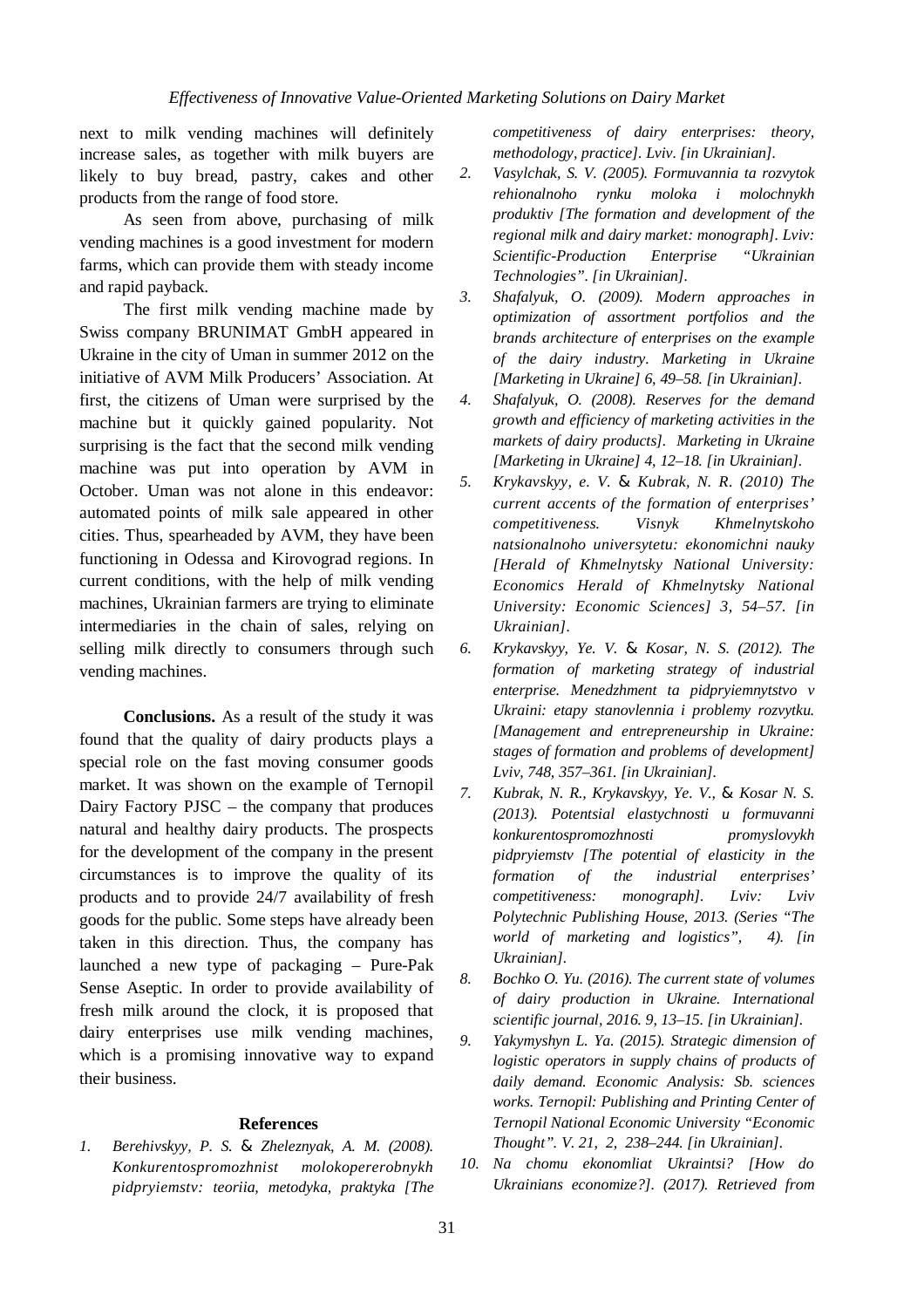next to milk vending machines will definitely increase sales, as together with milk buyers are likely to buy bread, pastry, cakes and other products from the range of food store.

As seen from above, purchasing of milk vending machines is a good investment for modern farms, which can provide them with steady income and rapid payback.

The first milk vending machine made by Swiss company BRUNIMAT GmbH appeared in Ukraine in the city of Uman in summer 2012 on the initiative of AVM Milk Producers' Association. At first, the citizens of Uman were surprised by the machine but it quickly gained popularity. Not surprising is the fact that the second milk vending machine was put into operation by AVM in October. Uman was not alone in this endeavor: automated points of milk sale appeared in other cities. Thus, spearheaded by AVM, they have been functioning in Odessa and Kirovograd regions. In current conditions, with the help of milk vending machines, Ukrainian farmers are trying to eliminate intermediaries in the chain of sales, relying on selling milk directly to consumers through such vending machines.

**Conclusions.** As a result of the study it was found that the quality of dairy products plays a special role on the fast moving consumer goods market. It was shown on the example of Ternopil Dairy Factory PJSC – the company that produces natural and healthy dairy products. The prospects for the development of the company in the present circumstances is to improve the quality of its products and to provide 24/7 availability of fresh goods for the public. Some steps have already been taken in this direction. Thus, the company has launched a new type of packaging – Pure-Pak Sense Aseptic. In order to provide availability of fresh milk around the clock, it is proposed that dairy enterprises use milk vending machines, which is a promising innovative way to expand their business.

## References

1. *Berehivskyy, P. S. & Zheleznyak, A. M. (2008). Konkurentospromozhnist molokopererobnykh pidpryiemstv: teoriia, metodyka, praktyka [The competitiveness of dairy enterprises: theory, methodology, practice]. Lviv. [in Ukrainian].*
2. *Vasylchak, S. V. (2005). Formuvannia ta rozvytok rehionalnoho rynku moloka i molochnykh produktiv [The formation and development of the regional milk and dairy market: monograph]. Lviv: Scientific-Production Enterprise "Ukrainian Technologies". [in Ukrainian].*
3. *Shafalyuk, O. (2009). Modern approaches in optimization of assortment portfolios and the brands architecture of enterprises on the example of the dairy industry. Marketing in Ukraine [Marketing in Ukraine] 6, 49–58. [in Ukrainian].*
4. *Shafalyuk, O. (2008). Reserves for the demand growth and efficiency of marketing activities in the markets of dairy products]. Marketing in Ukraine [Marketing in Ukraine] 4, 12–18. [in Ukrainian].*
5. *Krykavskyy, e. V. & Kubrak, N. R. (2010) The current accents of the formation of enterprises' competitiveness. Visnyk Khmelnytskoho natsionalnoho universytetu: ekonomichni nauky [Herald of Khmelnytsky National University: Economics Herald of Khmelnytsky National University: Economic Sciences] 3, 54–57. [in Ukrainian].*
6. *Krykavskyy, Ye. V. & Kosar, N. S. (2012). The formation of marketing strategy of industrial enterprise. Menedzhment ta pidpryiemnytstvo v Ukraini: etapy stanovlennia i problemy rozvytku. [Management and entrepreneurship in Ukraine: stages of formation and problems of development] Lviv, 748, 357–361. [in Ukrainian].*
7. *Kubrak, N. R., Krykavskyy, Ye. V., & Kosar N. S. (2013). Potentsial elastychnosti u formuvanni konkurentospromozhnosti promyslovykh pidpryiemstv [The potential of elasticity in the formation of the industrial enterprises' competitiveness: monograph]. Lviv: Lviv Polytechnic Publishing House, 2013. (Series "The world of marketing and logistics", 4). [in Ukrainian].*
8. *Bochko O. Yu. (2016). The current state of volumes of dairy production in Ukraine. International scientific journal, 2016. 9, 13–15. [in Ukrainian].*
9. *Yakymyshyn L. Ya. (2015). Strategic dimension of logistic operators in supply chains of products of daily demand. Economic Analysis: Sb. sciences works. Ternopil: Publishing and Printing Center of Ternopil National Economic University "Economic Thought". V. 21, 2, 238–244. [in Ukrainian].*
10. *Na chomu ekonomliat Ukraintsi? [How do Ukrainians economize?]. (2017). Retrieved from*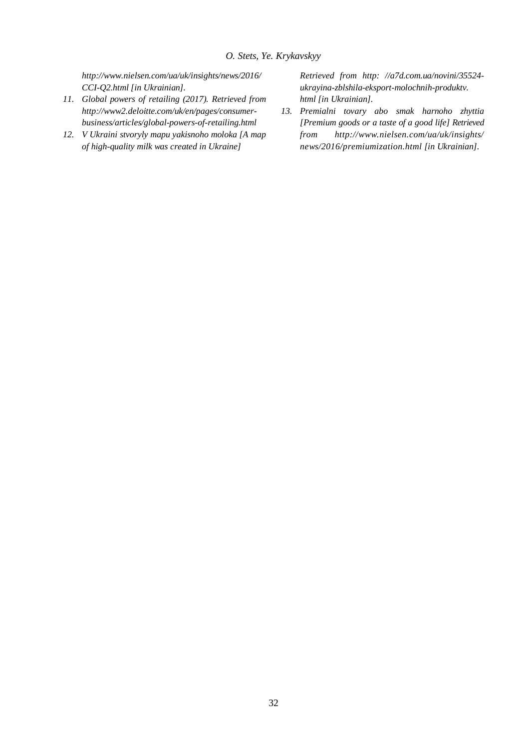*http://www.nielsen.com/ua/uk/insights/news/2016/CCI-Q2.html [in Ukrainian].*

11. *Global powers of retailing (2017). Retrieved from http://www2.deloitte.com/uk/en/pages/consumer-business/articles/global-powers-of-retailing.html*
12. *V Ukraini stvoryly mapu yakisnoho moloka [A map of high-quality milk was created in Ukraine] Retrieved from http: //a7d.com.ua/novini/35524-ukrayina-zblshila-eksport-molochnih-produktv.html [in Ukrainian].*
13. *Premialni tovary abo smak harnoho zhyttia [Premium goods or a taste of a good life] Retrieved from http://www.nielsen.com/ua/uk/insights/news/2016/premiumization.html [in Ukrainian].*